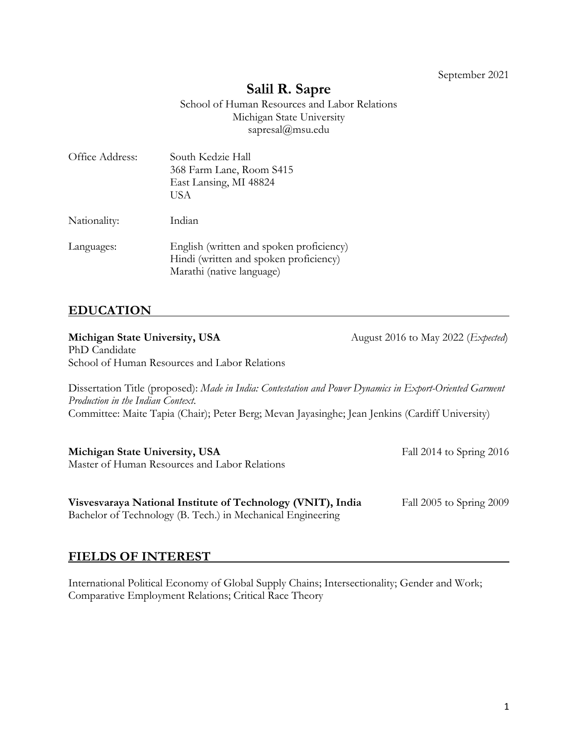September 2021

# Salil R. Sapre

School of Human Resources and Labor Relations
Michigan State University
sapresal@msu.edu

| | |
|---|---|
| Office Address: | South Kedzie Hall<br>368 Farm Lane, Room S415<br>East Lansing, MI 48824<br>USA |
| Nationality: | Indian |
| Languages: | English (written and spoken proficiency)<br>Hindi (written and spoken proficiency)<br>Marathi (native language) |

## EDUCATION

**Michigan State University, USA** — August 2016 to May 2022 (*Expected*)
PhD Candidate
School of Human Resources and Labor Relations

Dissertation Title (proposed): *Made in India: Contestation and Power Dynamics in Export-Oriented Garment Production in the Indian Context.*
Committee: Maite Tapia (Chair); Peter Berg; Mevan Jayasinghe; Jean Jenkins (Cardiff University)

**Michigan State University, USA** — Fall 2014 to Spring 2016
Master of Human Resources and Labor Relations

**Visvesvaraya National Institute of Technology (VNIT), India** — Fall 2005 to Spring 2009
Bachelor of Technology (B. Tech.) in Mechanical Engineering

## FIELDS OF INTEREST

International Political Economy of Global Supply Chains; Intersectionality; Gender and Work; Comparative Employment Relations; Critical Race Theory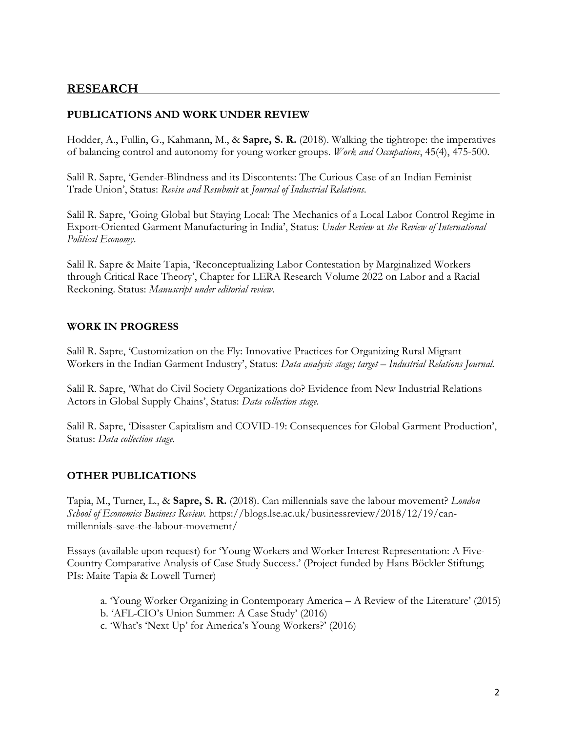## RESEARCH

### PUBLICATIONS AND WORK UNDER REVIEW

Hodder, A., Fullin, G., Kahmann, M., & **Sapre, S. R.** (2018). Walking the tightrope: the imperatives of balancing control and autonomy for young worker groups. *Work and Occupations*, 45(4), 475-500.

Salil R. Sapre, 'Gender-Blindness and its Discontents: The Curious Case of an Indian Feminist Trade Union', Status: *Revise and Resubmit* at *Journal of Industrial Relations*.

Salil R. Sapre, 'Going Global but Staying Local: The Mechanics of a Local Labor Control Regime in Export-Oriented Garment Manufacturing in India', Status: *Under Review* at *the Review of International Political Economy*.

Salil R. Sapre & Maite Tapia, 'Reconceptualizing Labor Contestation by Marginalized Workers through Critical Race Theory', Chapter for LERA Research Volume 2022 on Labor and a Racial Reckoning. Status: *Manuscript under editorial review*.

### WORK IN PROGRESS

Salil R. Sapre, 'Customization on the Fly: Innovative Practices for Organizing Rural Migrant Workers in the Indian Garment Industry', Status: *Data analysis stage; target – Industrial Relations Journal.*

Salil R. Sapre, 'What do Civil Society Organizations do? Evidence from New Industrial Relations Actors in Global Supply Chains', Status: *Data collection stage*.

Salil R. Sapre, 'Disaster Capitalism and COVID-19: Consequences for Global Garment Production', Status: *Data collection stage.*

### OTHER PUBLICATIONS

Tapia, M., Turner, L., & **Sapre, S. R.** (2018). Can millennials save the labour movement? *London School of Economics Business Review*. https://blogs.lse.ac.uk/businessreview/2018/12/19/can-millennials-save-the-labour-movement/

Essays (available upon request) for 'Young Workers and Worker Interest Representation: A Five-Country Comparative Analysis of Case Study Success.' (Project funded by Hans Böckler Stiftung; PIs: Maite Tapia & Lowell Turner)

a. 'Young Worker Organizing in Contemporary America – A Review of the Literature' (2015)
b. 'AFL-CIO's Union Summer: A Case Study' (2016)
c. 'What's 'Next Up' for America's Young Workers?' (2016)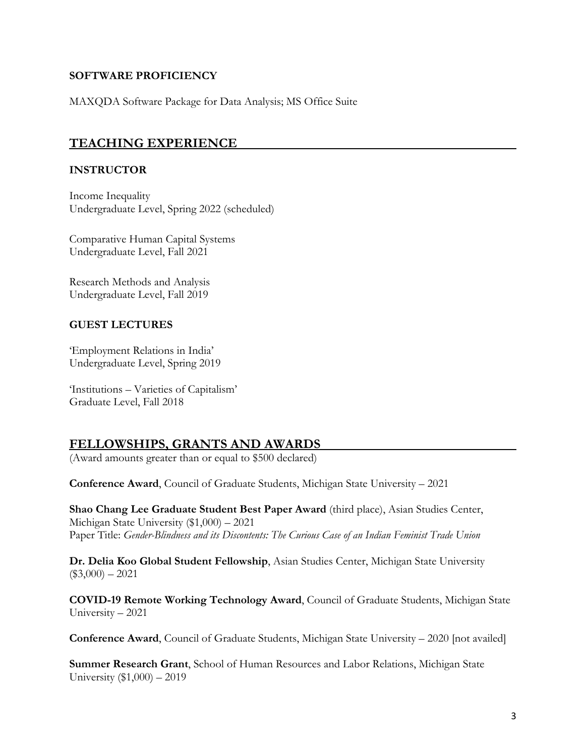### SOFTWARE PROFICIENCY

MAXQDA Software Package for Data Analysis; MS Office Suite

## TEACHING EXPERIENCE

### INSTRUCTOR

Income Inequality
Undergraduate Level, Spring 2022 (scheduled)

Comparative Human Capital Systems
Undergraduate Level, Fall 2021

Research Methods and Analysis
Undergraduate Level, Fall 2019

### GUEST LECTURES

'Employment Relations in India'
Undergraduate Level, Spring 2019

'Institutions – Varieties of Capitalism'
Graduate Level, Fall 2018

## FELLOWSHIPS, GRANTS AND AWARDS

(Award amounts greater than or equal to $500 declared)

**Conference Award**, Council of Graduate Students, Michigan State University – 2021

**Shao Chang Lee Graduate Student Best Paper Award** (third place), Asian Studies Center, Michigan State University ($1,000) – 2021
Paper Title: *Gender-Blindness and its Discontents: The Curious Case of an Indian Feminist Trade Union*

**Dr. Delia Koo Global Student Fellowship**, Asian Studies Center, Michigan State University ($3,000) – 2021

**COVID-19 Remote Working Technology Award**, Council of Graduate Students, Michigan State University – 2021

**Conference Award**, Council of Graduate Students, Michigan State University – 2020 [not availed]

**Summer Research Grant**, School of Human Resources and Labor Relations, Michigan State University ($1,000) – 2019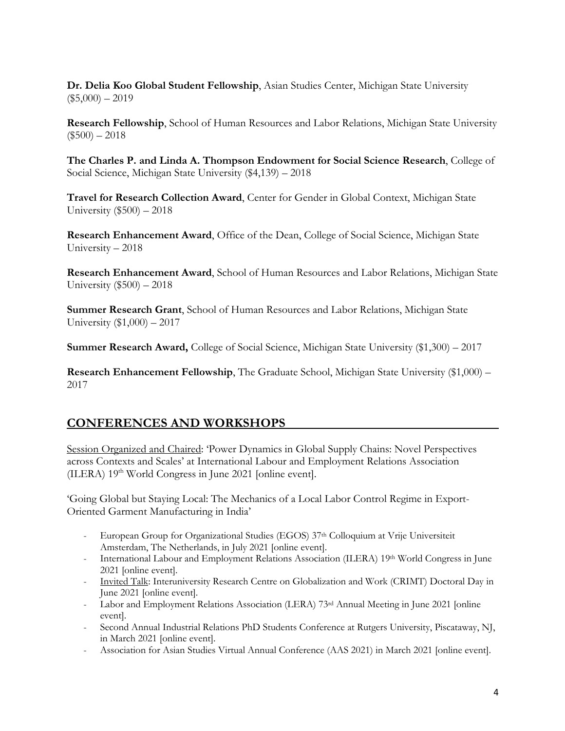**Dr. Delia Koo Global Student Fellowship**, Asian Studies Center, Michigan State University ($5,000) – 2019

**Research Fellowship**, School of Human Resources and Labor Relations, Michigan State University ($500) – 2018

**The Charles P. and Linda A. Thompson Endowment for Social Science Research**, College of Social Science, Michigan State University ($4,139) – 2018

**Travel for Research Collection Award**, Center for Gender in Global Context, Michigan State University ($500) – 2018

**Research Enhancement Award**, Office of the Dean, College of Social Science, Michigan State University – 2018

**Research Enhancement Award**, School of Human Resources and Labor Relations, Michigan State University ($500) – 2018

**Summer Research Grant**, School of Human Resources and Labor Relations, Michigan State University ($1,000) – 2017

**Summer Research Award,** College of Social Science, Michigan State University ($1,300) – 2017

**Research Enhancement Fellowship**, The Graduate School, Michigan State University ($1,000) – 2017

## CONFERENCES AND WORKSHOPS

<u>Session Organized and Chaired</u>: 'Power Dynamics in Global Supply Chains: Novel Perspectives across Contexts and Scales' at International Labour and Employment Relations Association (ILERA) 19th World Congress in June 2021 [online event].

'Going Global but Staying Local: The Mechanics of a Local Labor Control Regime in Export-Oriented Garment Manufacturing in India'

- European Group for Organizational Studies (EGOS) 37th Colloquium at Vrije Universiteit Amsterdam, The Netherlands, in July 2021 [online event].
- International Labour and Employment Relations Association (ILERA) 19th World Congress in June 2021 [online event].
- <u>Invited Talk</u>: Interuniversity Research Centre on Globalization and Work (CRIMT) Doctoral Day in June 2021 [online event].
- Labor and Employment Relations Association (LERA) 73rd Annual Meeting in June 2021 [online event].
- Second Annual Industrial Relations PhD Students Conference at Rutgers University, Piscataway, NJ, in March 2021 [online event].
- Association for Asian Studies Virtual Annual Conference (AAS 2021) in March 2021 [online event].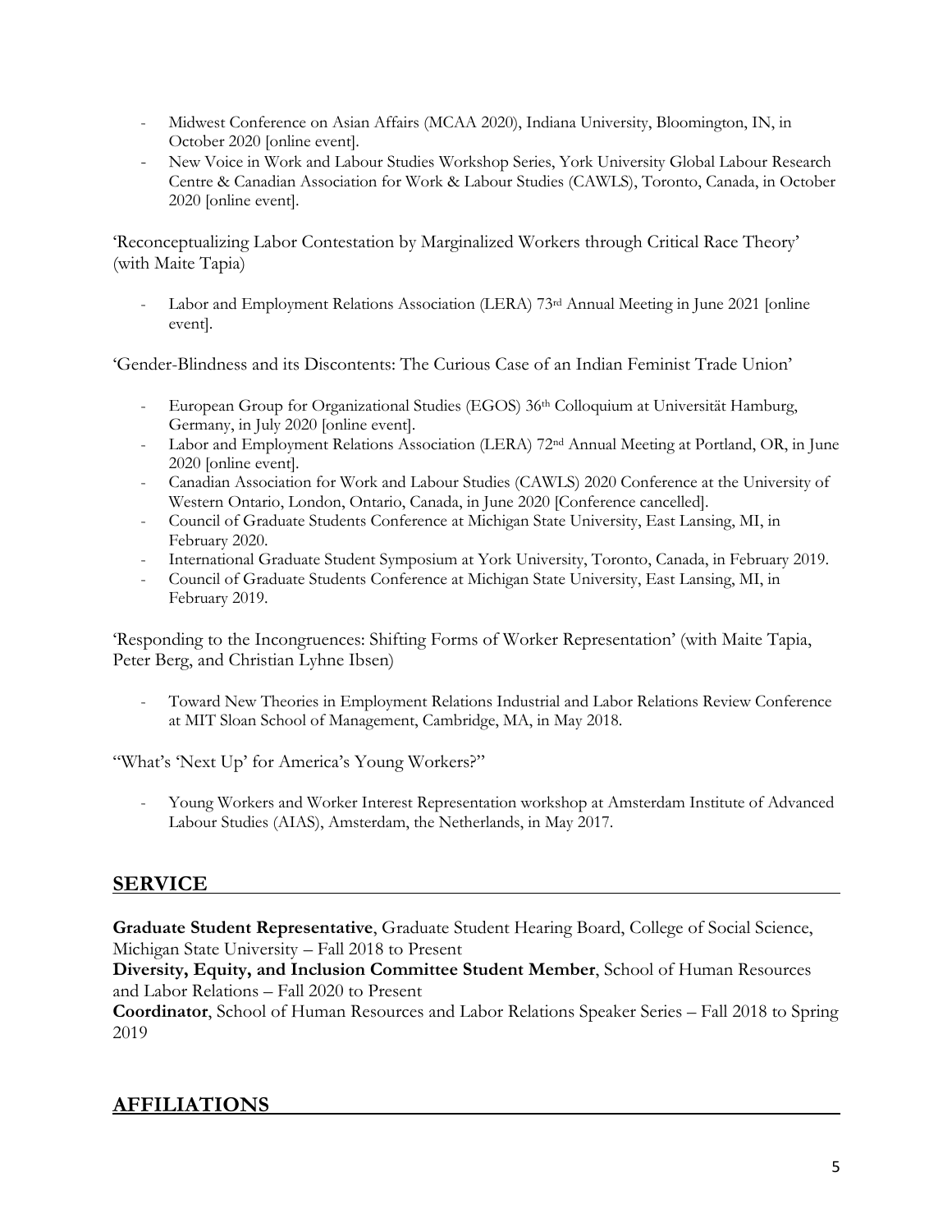- Midwest Conference on Asian Affairs (MCAA 2020), Indiana University, Bloomington, IN, in October 2020 [online event].
- New Voice in Work and Labour Studies Workshop Series, York University Global Labour Research Centre & Canadian Association for Work & Labour Studies (CAWLS), Toronto, Canada, in October 2020 [online event].

'Reconceptualizing Labor Contestation by Marginalized Workers through Critical Race Theory' (with Maite Tapia)

- Labor and Employment Relations Association (LERA) 73rd Annual Meeting in June 2021 [online event].

'Gender-Blindness and its Discontents: The Curious Case of an Indian Feminist Trade Union'

- European Group for Organizational Studies (EGOS) 36th Colloquium at Universität Hamburg, Germany, in July 2020 [online event].
- Labor and Employment Relations Association (LERA) 72nd Annual Meeting at Portland, OR, in June 2020 [online event].
- Canadian Association for Work and Labour Studies (CAWLS) 2020 Conference at the University of Western Ontario, London, Ontario, Canada, in June 2020 [Conference cancelled].
- Council of Graduate Students Conference at Michigan State University, East Lansing, MI, in February 2020.
- International Graduate Student Symposium at York University, Toronto, Canada, in February 2019.
- Council of Graduate Students Conference at Michigan State University, East Lansing, MI, in February 2019.

'Responding to the Incongruences: Shifting Forms of Worker Representation' (with Maite Tapia, Peter Berg, and Christian Lyhne Ibsen)

- Toward New Theories in Employment Relations Industrial and Labor Relations Review Conference at MIT Sloan School of Management, Cambridge, MA, in May 2018.

"What's 'Next Up' for America's Young Workers?"

- Young Workers and Worker Interest Representation workshop at Amsterdam Institute of Advanced Labour Studies (AIAS), Amsterdam, the Netherlands, in May 2017.

## SERVICE

**Graduate Student Representative**, Graduate Student Hearing Board, College of Social Science, Michigan State University – Fall 2018 to Present

**Diversity, Equity, and Inclusion Committee Student Member**, School of Human Resources and Labor Relations – Fall 2020 to Present

**Coordinator**, School of Human Resources and Labor Relations Speaker Series – Fall 2018 to Spring 2019

## AFFILIATIONS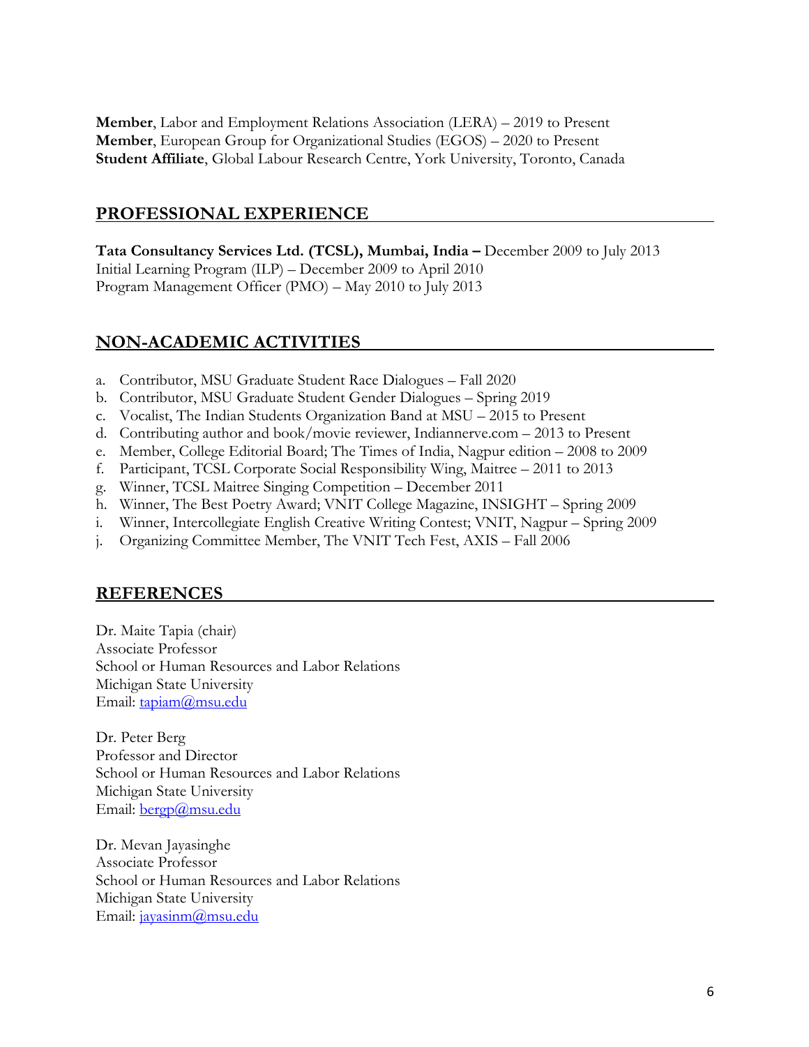**Member**, Labor and Employment Relations Association (LERA) – 2019 to Present
**Member**, European Group for Organizational Studies (EGOS) – 2020 to Present
**Student Affiliate**, Global Labour Research Centre, York University, Toronto, Canada

## PROFESSIONAL EXPERIENCE

**Tata Consultancy Services Ltd. (TCSL), Mumbai, India –** December 2009 to July 2013
Initial Learning Program (ILP) – December 2009 to April 2010
Program Management Officer (PMO) – May 2010 to July 2013

## NON-ACADEMIC ACTIVITIES

a. Contributor, MSU Graduate Student Race Dialogues – Fall 2020
b. Contributor, MSU Graduate Student Gender Dialogues – Spring 2019
c. Vocalist, The Indian Students Organization Band at MSU – 2015 to Present
d. Contributing author and book/movie reviewer, Indiannerve.com – 2013 to Present
e. Member, College Editorial Board; The Times of India, Nagpur edition – 2008 to 2009
f. Participant, TCSL Corporate Social Responsibility Wing, Maitree – 2011 to 2013
g. Winner, TCSL Maitree Singing Competition – December 2011
h. Winner, The Best Poetry Award; VNIT College Magazine, INSIGHT – Spring 2009
i. Winner, Intercollegiate English Creative Writing Contest; VNIT, Nagpur – Spring 2009
j. Organizing Committee Member, The VNIT Tech Fest, AXIS – Fall 2006

## REFERENCES

Dr. Maite Tapia (chair)
Associate Professor
School or Human Resources and Labor Relations
Michigan State University
Email: tapiam@msu.edu

Dr. Peter Berg
Professor and Director
School or Human Resources and Labor Relations
Michigan State University
Email: bergp@msu.edu

Dr. Mevan Jayasinghe
Associate Professor
School or Human Resources and Labor Relations
Michigan State University
Email: jayasinm@msu.edu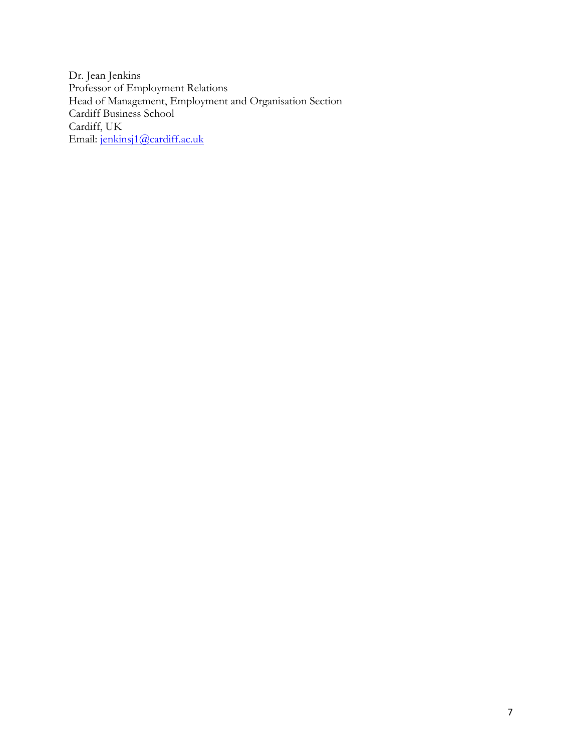Dr. Jean Jenkins
Professor of Employment Relations
Head of Management, Employment and Organisation Section
Cardiff Business School
Cardiff, UK
Email: jenkinsj1@cardiff.ac.uk